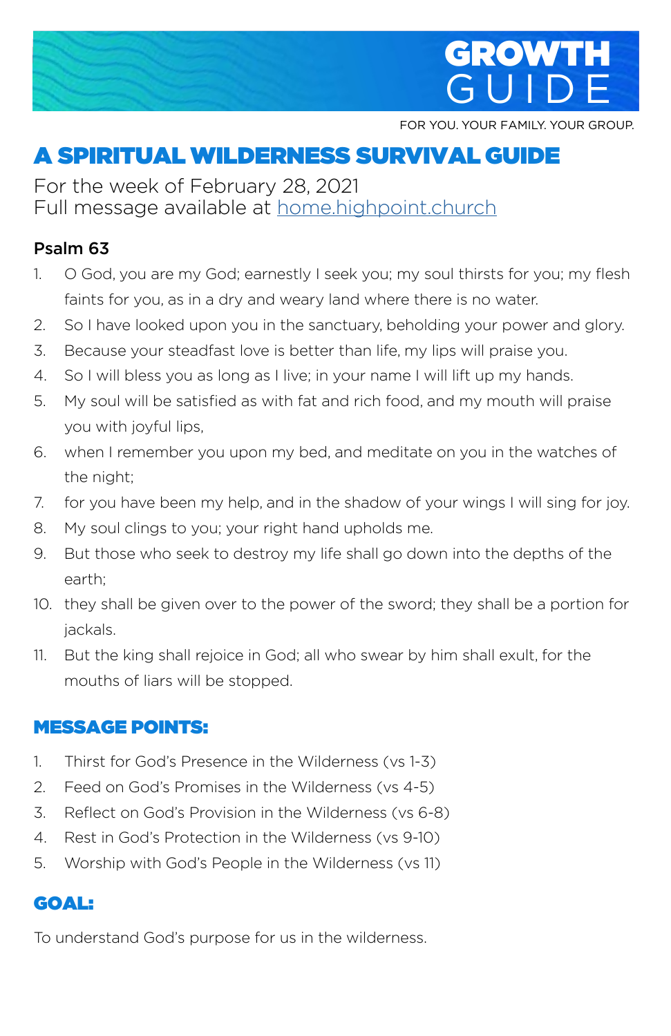# GROWTH GUIDE

FOR YOU. YOUR FAMILY. YOUR GROUP.

## A SPIRITUAL WILDERNESS SURVIVAL GUIDE

For the week of February 28, 2021
Full message available at [home.highpoint.church](home.highpoint.church)

**Psalm 63**

1. O God, you are my God; earnestly I seek you; my soul thirsts for you; my flesh faints for you, as in a dry and weary land where there is no water.
2. So I have looked upon you in the sanctuary, beholding your power and glory.
3. Because your steadfast love is better than life, my lips will praise you.
4. So I will bless you as long as I live; in your name I will lift up my hands.
5. My soul will be satisfied as with fat and rich food, and my mouth will praise you with joyful lips,
6. when I remember you upon my bed, and meditate on you in the watches of the night;
7. for you have been my help, and in the shadow of your wings I will sing for joy.
8. My soul clings to you; your right hand upholds me.
9. But those who seek to destroy my life shall go down into the depths of the earth;
10. they shall be given over to the power of the sword; they shall be a portion for jackals.
11. But the king shall rejoice in God; all who swear by him shall exult, for the mouths of liars will be stopped.

## MESSAGE POINTS:

1. Thirst for God's Presence in the Wilderness (vs 1-3)
2. Feed on God's Promises in the Wilderness (vs 4-5)
3. Reflect on God's Provision in the Wilderness (vs 6-8)
4. Rest in God's Protection in the Wilderness (vs 9-10)
5. Worship with God's People in the Wilderness (vs 11)

## GOAL:

To understand God's purpose for us in the wilderness.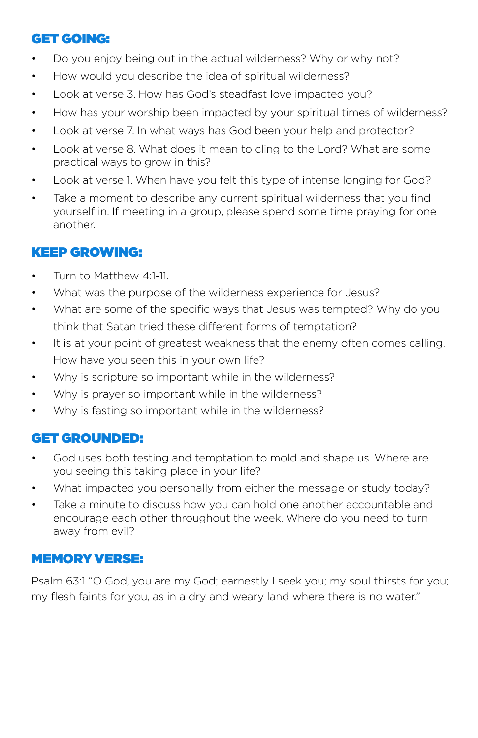## GET GOING:

- Do you enjoy being out in the actual wilderness? Why or why not?
- How would you describe the idea of spiritual wilderness?
- Look at verse 3. How has God's steadfast love impacted you?
- How has your worship been impacted by your spiritual times of wilderness?
- Look at verse 7. In what ways has God been your help and protector?
- Look at verse 8. What does it mean to cling to the Lord? What are some practical ways to grow in this?
- Look at verse 1. When have you felt this type of intense longing for God?
- Take a moment to describe any current spiritual wilderness that you find yourself in. If meeting in a group, please spend some time praying for one another.

## KEEP GROWING:

- Turn to Matthew 4:1-11.
- What was the purpose of the wilderness experience for Jesus?
- What are some of the specific ways that Jesus was tempted? Why do you think that Satan tried these different forms of temptation?
- It is at your point of greatest weakness that the enemy often comes calling. How have you seen this in your own life?
- Why is scripture so important while in the wilderness?
- Why is prayer so important while in the wilderness?
- Why is fasting so important while in the wilderness?

## GET GROUNDED:

- God uses both testing and temptation to mold and shape us. Where are you seeing this taking place in your life?
- What impacted you personally from either the message or study today?
- Take a minute to discuss how you can hold one another accountable and encourage each other throughout the week. Where do you need to turn away from evil?

## MEMORY VERSE:

Psalm 63:1 "O God, you are my God; earnestly I seek you; my soul thirsts for you; my flesh faints for you, as in a dry and weary land where there is no water."